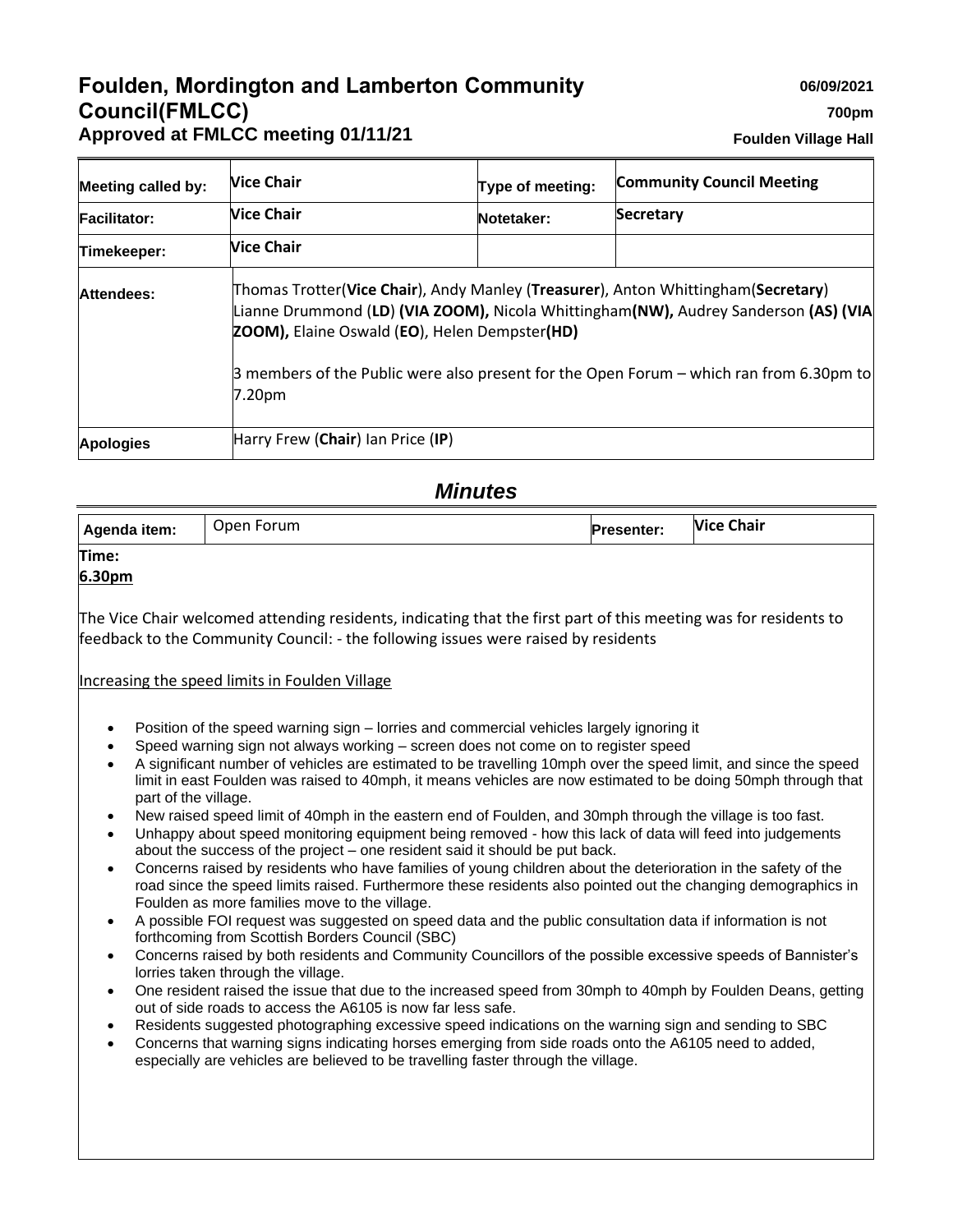# Foulden, Mordington and Lamberton Community Council(FMLCC)

**Approved at FMLCC meeting 01/11/21**

**06/09/2021**

**700pm**

**Foulden Village Hall**

| | | | |
|---|---|---|---|
| **Meeting called by:** | **Vice Chair** | **Type of meeting:** | **Community Council Meeting** |
| **Facilitator:** | **Vice Chair** | **Notetaker:** | **Secretary** |
| **Timekeeper:** | **Vice Chair** | | |
| **Attendees:** | Thomas Trotter(**Vice Chair**), Andy Manley (**Treasurer**), Anton Whittingham(**Secretary**) Lianne Drummond (**LD**) **(VIA ZOOM),** Nicola Whittingham**(NW),** Audrey Sanderson **(AS) (VIA ZOOM),** Elaine Oswald (**EO**), Helen Dempster**(HD)**<br><br>3 members of the Public were also present for the Open Forum – which ran from 6.30pm to 7.20pm | | |
| **Apologies** | Harry Frew (**Chair**) Ian Price (**IP**) | | |

## *Minutes*

| | | | |
|---|---|---|---|
| **Agenda item:** | Open Forum | **Presenter:** | **Vice Chair** |

**Time:**
**6.30pm**

The Vice Chair welcomed attending residents, indicating that the first part of this meeting was for residents to feedback to the Community Council: - the following issues were raised by residents

Increasing the speed limits in Foulden Village

- Position of the speed warning sign – lorries and commercial vehicles largely ignoring it
- Speed warning sign not always working – screen does not come on to register speed
- A significant number of vehicles are estimated to be travelling 10mph over the speed limit, and since the speed limit in east Foulden was raised to 40mph, it means vehicles are now estimated to be doing 50mph through that part of the village.
- New raised speed limit of 40mph in the eastern end of Foulden, and 30mph through the village is too fast.
- Unhappy about speed monitoring equipment being removed - how this lack of data will feed into judgements about the success of the project – one resident said it should be put back.
- Concerns raised by residents who have families of young children about the deterioration in the safety of the road since the speed limits raised. Furthermore these residents also pointed out the changing demographics in Foulden as more families move to the village.
- A possible FOI request was suggested on speed data and the public consultation data if information is not forthcoming from Scottish Borders Council (SBC)
- Concerns raised by both residents and Community Councillors of the possible excessive speeds of Bannister's lorries taken through the village.
- One resident raised the issue that due to the increased speed from 30mph to 40mph by Foulden Deans, getting out of side roads to access the A6105 is now far less safe.
- Residents suggested photographing excessive speed indications on the warning sign and sending to SBC
- Concerns that warning signs indicating horses emerging from side roads onto the A6105 need to added, especially are vehicles are believed to be travelling faster through the village.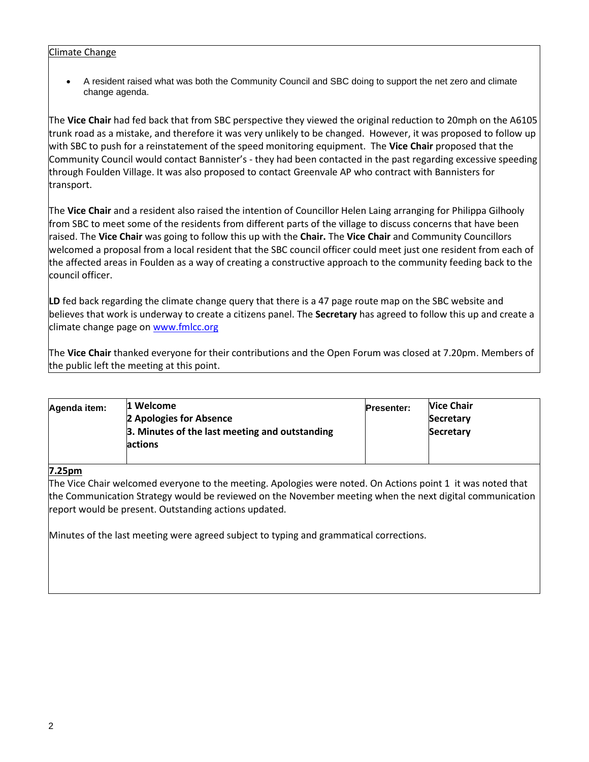Climate Change

- A resident raised what was both the Community Council and SBC doing to support the net zero and climate change agenda.

The **Vice Chair** had fed back that from SBC perspective they viewed the original reduction to 20mph on the A6105 trunk road as a mistake, and therefore it was very unlikely to be changed. However, it was proposed to follow up with SBC to push for a reinstatement of the speed monitoring equipment. The **Vice Chair** proposed that the Community Council would contact Bannister's - they had been contacted in the past regarding excessive speeding through Foulden Village. It was also proposed to contact Greenvale AP who contract with Bannisters for transport.

The **Vice Chair** and a resident also raised the intention of Councillor Helen Laing arranging for Philippa Gilhooly from SBC to meet some of the residents from different parts of the village to discuss concerns that have been raised. The **Vice Chair** was going to follow this up with the **Chair.** The **Vice Chair** and Community Councillors welcomed a proposal from a local resident that the SBC council officer could meet just one resident from each of the affected areas in Foulden as a way of creating a constructive approach to the community feeding back to the council officer.

**LD** fed back regarding the climate change query that there is a 47 page route map on the SBC website and believes that work is underway to create a citizens panel. The **Secretary** has agreed to follow this up and create a climate change page on www.fmlcc.org

The **Vice Chair** thanked everyone for their contributions and the Open Forum was closed at 7.20pm. Members of the public left the meeting at this point.

| Agenda item: | 1 Welcome<br>2 Apologies for Absence<br>3. Minutes of the last meeting and outstanding actions | Presenter: | Vice Chair<br>Secretary<br>Secretary |
|---|---|---|---|

**7.25pm**

The Vice Chair welcomed everyone to the meeting. Apologies were noted. On Actions point 1 it was noted that the Communication Strategy would be reviewed on the November meeting when the next digital communication report would be present. Outstanding actions updated.

Minutes of the last meeting were agreed subject to typing and grammatical corrections.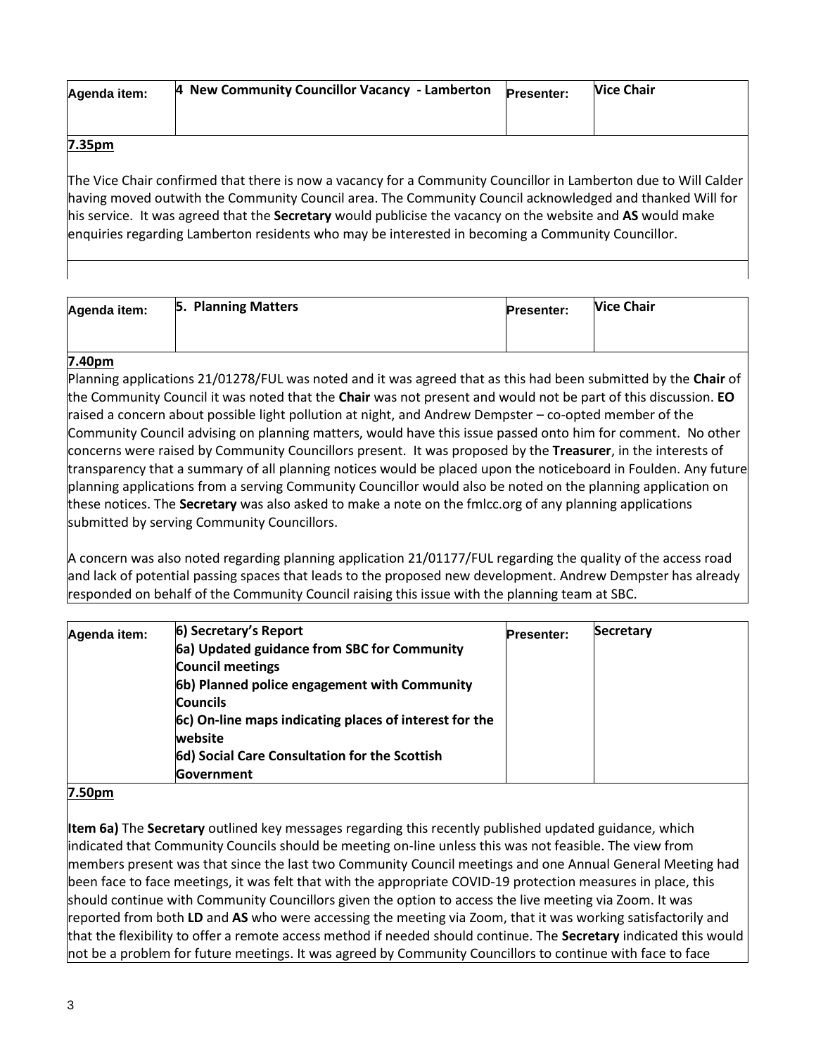| Agenda item: | 4 New Community Councillor Vacancy - Lamberton | Presenter: | Vice Chair |
|---|---|---|---|

**7.35pm**

The Vice Chair confirmed that there is now a vacancy for a Community Councillor in Lamberton due to Will Calder having moved outwith the Community Council area. The Community Council acknowledged and thanked Will for his service. It was agreed that the **Secretary** would publicise the vacancy on the website and **AS** would make enquiries regarding Lamberton residents who may be interested in becoming a Community Councillor.

| Agenda item: | 5. Planning Matters | Presenter: | Vice Chair |
|---|---|---|---|

**7.40pm**

Planning applications 21/01278/FUL was noted and it was agreed that as this had been submitted by the **Chair** of the Community Council it was noted that the **Chair** was not present and would not be part of this discussion. **EO** raised a concern about possible light pollution at night, and Andrew Dempster – co-opted member of the Community Council advising on planning matters, would have this issue passed onto him for comment. No other concerns were raised by Community Councillors present. It was proposed by the **Treasurer**, in the interests of transparency that a summary of all planning notices would be placed upon the noticeboard in Foulden. Any future planning applications from a serving Community Councillor would also be noted on the planning application on these notices. The **Secretary** was also asked to make a note on the fmlcc.org of any planning applications submitted by serving Community Councillors.

A concern was also noted regarding planning application 21/01177/FUL regarding the quality of the access road and lack of potential passing spaces that leads to the proposed new development. Andrew Dempster has already responded on behalf of the Community Council raising this issue with the planning team at SBC.

| Agenda item: | 6) Secretary's Report<br>6a) Updated guidance from SBC for Community Council meetings<br>6b) Planned police engagement with Community Councils<br>6c) On-line maps indicating places of interest for the website<br>6d) Social Care Consultation for the Scottish Government | Presenter: | Secretary |
|---|---|---|---|

**7.50pm**

**Item 6a)** The **Secretary** outlined key messages regarding this recently published updated guidance, which indicated that Community Councils should be meeting on-line unless this was not feasible. The view from members present was that since the last two Community Council meetings and one Annual General Meeting had been face to face meetings, it was felt that with the appropriate COVID-19 protection measures in place, this should continue with Community Councillors given the option to access the live meeting via Zoom. It was reported from both **LD** and **AS** who were accessing the meeting via Zoom, that it was working satisfactorily and that the flexibility to offer a remote access method if needed should continue. The **Secretary** indicated this would not be a problem for future meetings. It was agreed by Community Councillors to continue with face to face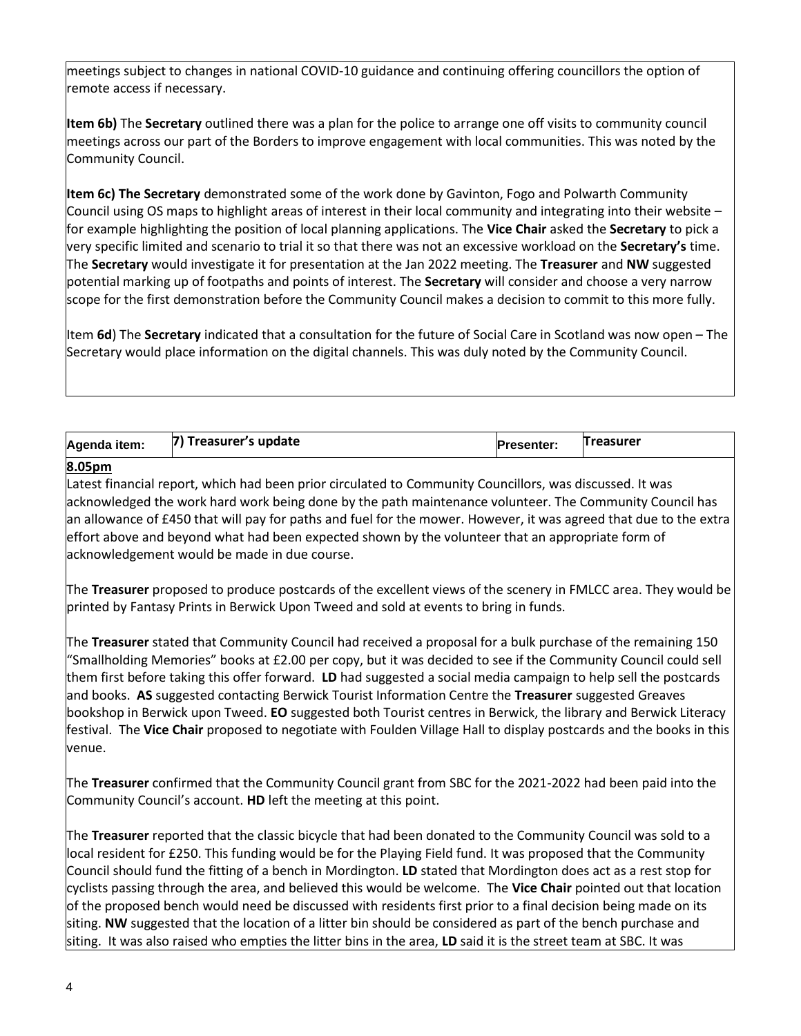meetings subject to changes in national COVID-10 guidance and continuing offering councillors the option of remote access if necessary.

**Item 6b)** The **Secretary** outlined there was a plan for the police to arrange one off visits to community council meetings across our part of the Borders to improve engagement with local communities. This was noted by the Community Council.

**Item 6c) The Secretary** demonstrated some of the work done by Gavinton, Fogo and Polwarth Community Council using OS maps to highlight areas of interest in their local community and integrating into their website – for example highlighting the position of local planning applications. The **Vice Chair** asked the **Secretary** to pick a very specific limited and scenario to trial it so that there was not an excessive workload on the **Secretary's** time. The **Secretary** would investigate it for presentation at the Jan 2022 meeting. The **Treasurer** and **NW** suggested potential marking up of footpaths and points of interest. The **Secretary** will consider and choose a very narrow scope for the first demonstration before the Community Council makes a decision to commit to this more fully.

Item **6d**) The **Secretary** indicated that a consultation for the future of Social Care in Scotland was now open – The Secretary would place information on the digital channels. This was duly noted by the Community Council.

| Agenda item: | 7) Treasurer's update | Presenter: | Treasurer |
|---|---|---|---|

**8.05pm**

Latest financial report, which had been prior circulated to Community Councillors, was discussed. It was acknowledged the work hard work being done by the path maintenance volunteer. The Community Council has an allowance of £450 that will pay for paths and fuel for the mower. However, it was agreed that due to the extra effort above and beyond what had been expected shown by the volunteer that an appropriate form of acknowledgement would be made in due course.

The **Treasurer** proposed to produce postcards of the excellent views of the scenery in FMLCC area. They would be printed by Fantasy Prints in Berwick Upon Tweed and sold at events to bring in funds.

The **Treasurer** stated that Community Council had received a proposal for a bulk purchase of the remaining 150 "Smallholding Memories" books at £2.00 per copy, but it was decided to see if the Community Council could sell them first before taking this offer forward. **LD** had suggested a social media campaign to help sell the postcards and books. **AS** suggested contacting Berwick Tourist Information Centre the **Treasurer** suggested Greaves bookshop in Berwick upon Tweed. **EO** suggested both Tourist centres in Berwick, the library and Berwick Literacy festival. The **Vice Chair** proposed to negotiate with Foulden Village Hall to display postcards and the books in this venue.

The **Treasurer** confirmed that the Community Council grant from SBC for the 2021-2022 had been paid into the Community Council's account. **HD** left the meeting at this point.

The **Treasurer** reported that the classic bicycle that had been donated to the Community Council was sold to a local resident for £250. This funding would be for the Playing Field fund. It was proposed that the Community Council should fund the fitting of a bench in Mordington. **LD** stated that Mordington does act as a rest stop for cyclists passing through the area, and believed this would be welcome. The **Vice Chair** pointed out that location of the proposed bench would need be discussed with residents first prior to a final decision being made on its siting. **NW** suggested that the location of a litter bin should be considered as part of the bench purchase and siting. It was also raised who empties the litter bins in the area, **LD** said it is the street team at SBC. It was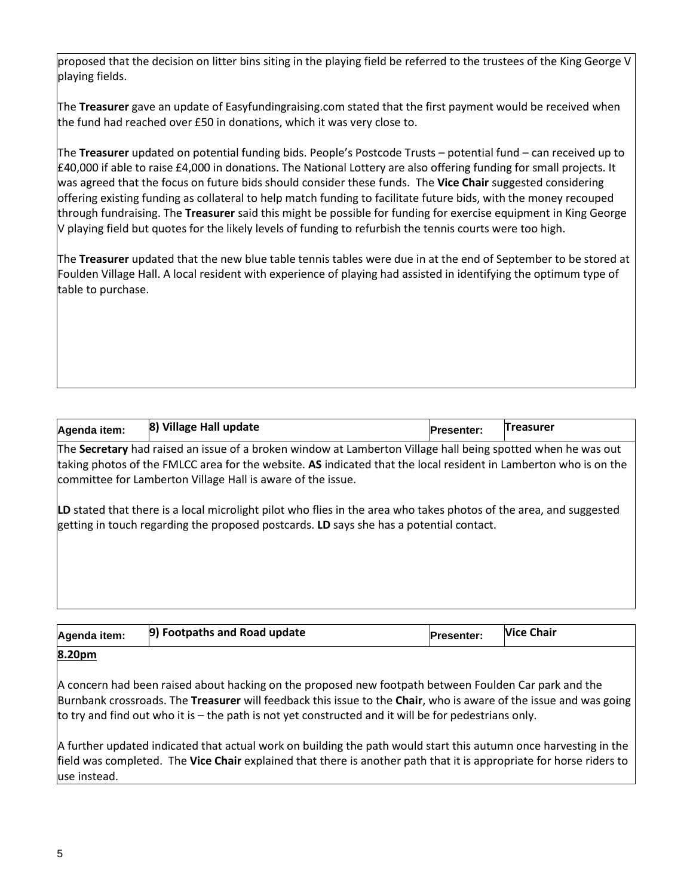proposed that the decision on litter bins siting in the playing field be referred to the trustees of the King George V playing fields.

The **Treasurer** gave an update of Easyfundingraising.com stated that the first payment would be received when the fund had reached over £50 in donations, which it was very close to.

The **Treasurer** updated on potential funding bids. People's Postcode Trusts – potential fund – can received up to £40,000 if able to raise £4,000 in donations. The National Lottery are also offering funding for small projects. It was agreed that the focus on future bids should consider these funds. The **Vice Chair** suggested considering offering existing funding as collateral to help match funding to facilitate future bids, with the money recouped through fundraising. The **Treasurer** said this might be possible for funding for exercise equipment in King George V playing field but quotes for the likely levels of funding to refurbish the tennis courts were too high.

The **Treasurer** updated that the new blue table tennis tables were due in at the end of September to be stored at Foulden Village Hall. A local resident with experience of playing had assisted in identifying the optimum type of table to purchase.

| Agenda item: | 8) Village Hall update | Presenter: | Treasurer |
| --- | --- | --- | --- |

The **Secretary** had raised an issue of a broken window at Lamberton Village hall being spotted when he was out taking photos of the FMLCC area for the website. **AS** indicated that the local resident in Lamberton who is on the committee for Lamberton Village Hall is aware of the issue.

**LD** stated that there is a local microlight pilot who flies in the area who takes photos of the area, and suggested getting in touch regarding the proposed postcards. **LD** says she has a potential contact.

| Agenda item: | 9) Footpaths and Road update | Presenter: | Vice Chair |
| --- | --- | --- | --- |

**8.20pm**

A concern had been raised about hacking on the proposed new footpath between Foulden Car park and the Burnbank crossroads. The **Treasurer** will feedback this issue to the **Chair**, who is aware of the issue and was going to try and find out who it is – the path is not yet constructed and it will be for pedestrians only.

A further updated indicated that actual work on building the path would start this autumn once harvesting in the field was completed. The **Vice Chair** explained that there is another path that it is appropriate for horse riders to use instead.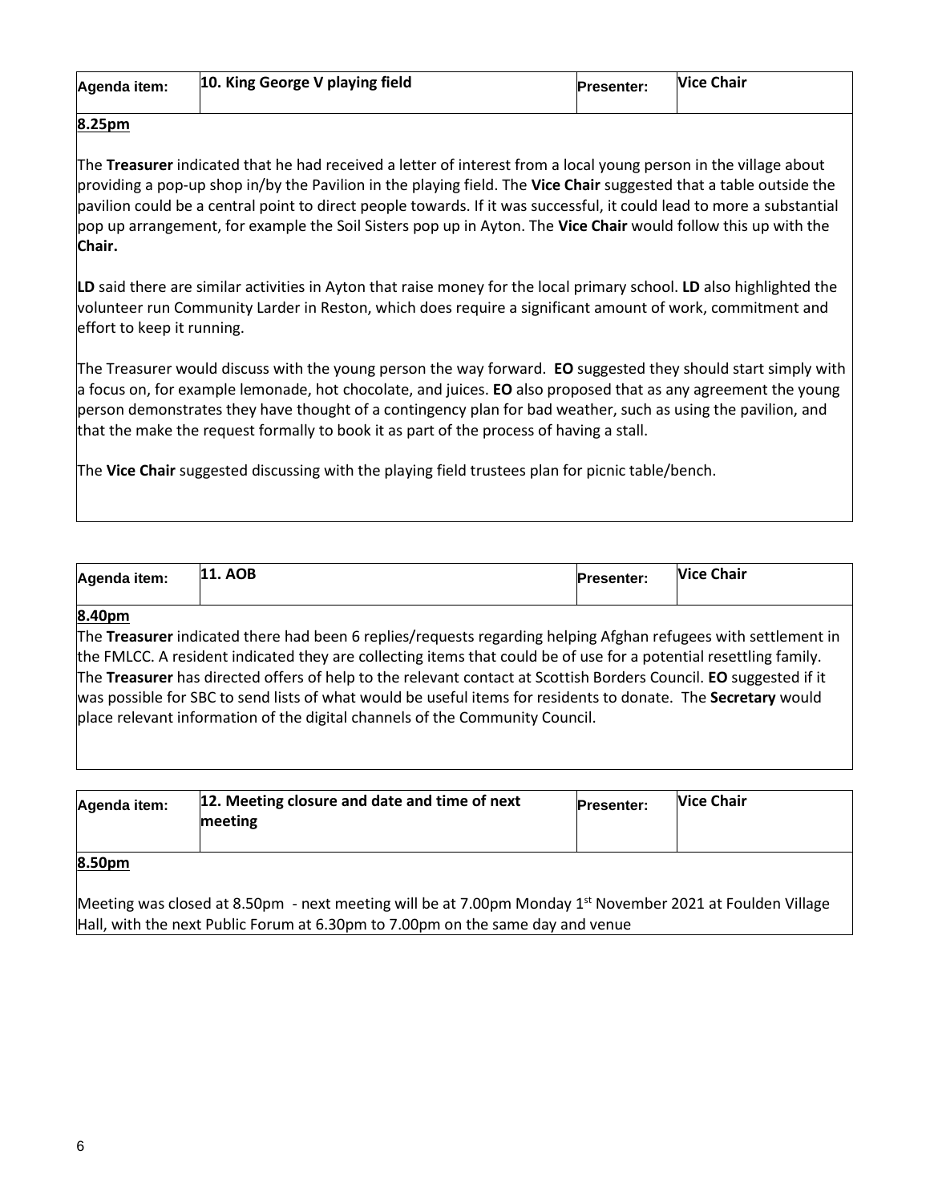| Agenda item: | 10. King George V playing field | Presenter: | Vice Chair |
|---|---|---|---|

**8.25pm**

The **Treasurer** indicated that he had received a letter of interest from a local young person in the village about providing a pop-up shop in/by the Pavilion in the playing field. The **Vice Chair** suggested that a table outside the pavilion could be a central point to direct people towards. If it was successful, it could lead to more a substantial pop up arrangement, for example the Soil Sisters pop up in Ayton. The **Vice Chair** would follow this up with the **Chair.**

**LD** said there are similar activities in Ayton that raise money for the local primary school. **LD** also highlighted the volunteer run Community Larder in Reston, which does require a significant amount of work, commitment and effort to keep it running.

The Treasurer would discuss with the young person the way forward. **EO** suggested they should start simply with a focus on, for example lemonade, hot chocolate, and juices. **EO** also proposed that as any agreement the young person demonstrates they have thought of a contingency plan for bad weather, such as using the pavilion, and that the make the request formally to book it as part of the process of having a stall.

The **Vice Chair** suggested discussing with the playing field trustees plan for picnic table/bench.

| Agenda item: | 11. AOB | Presenter: | Vice Chair |
|---|---|---|---|

**8.40pm**

The **Treasurer** indicated there had been 6 replies/requests regarding helping Afghan refugees with settlement in the FMLCC. A resident indicated they are collecting items that could be of use for a potential resettling family. The **Treasurer** has directed offers of help to the relevant contact at Scottish Borders Council. **EO** suggested if it was possible for SBC to send lists of what would be useful items for residents to donate. The **Secretary** would place relevant information of the digital channels of the Community Council.

| Agenda item: | 12. Meeting closure and date and time of next meeting | Presenter: | Vice Chair |
|---|---|---|---|

**8.50pm**

Meeting was closed at 8.50pm - next meeting will be at 7.00pm Monday 1st November 2021 at Foulden Village Hall, with the next Public Forum at 6.30pm to 7.00pm on the same day and venue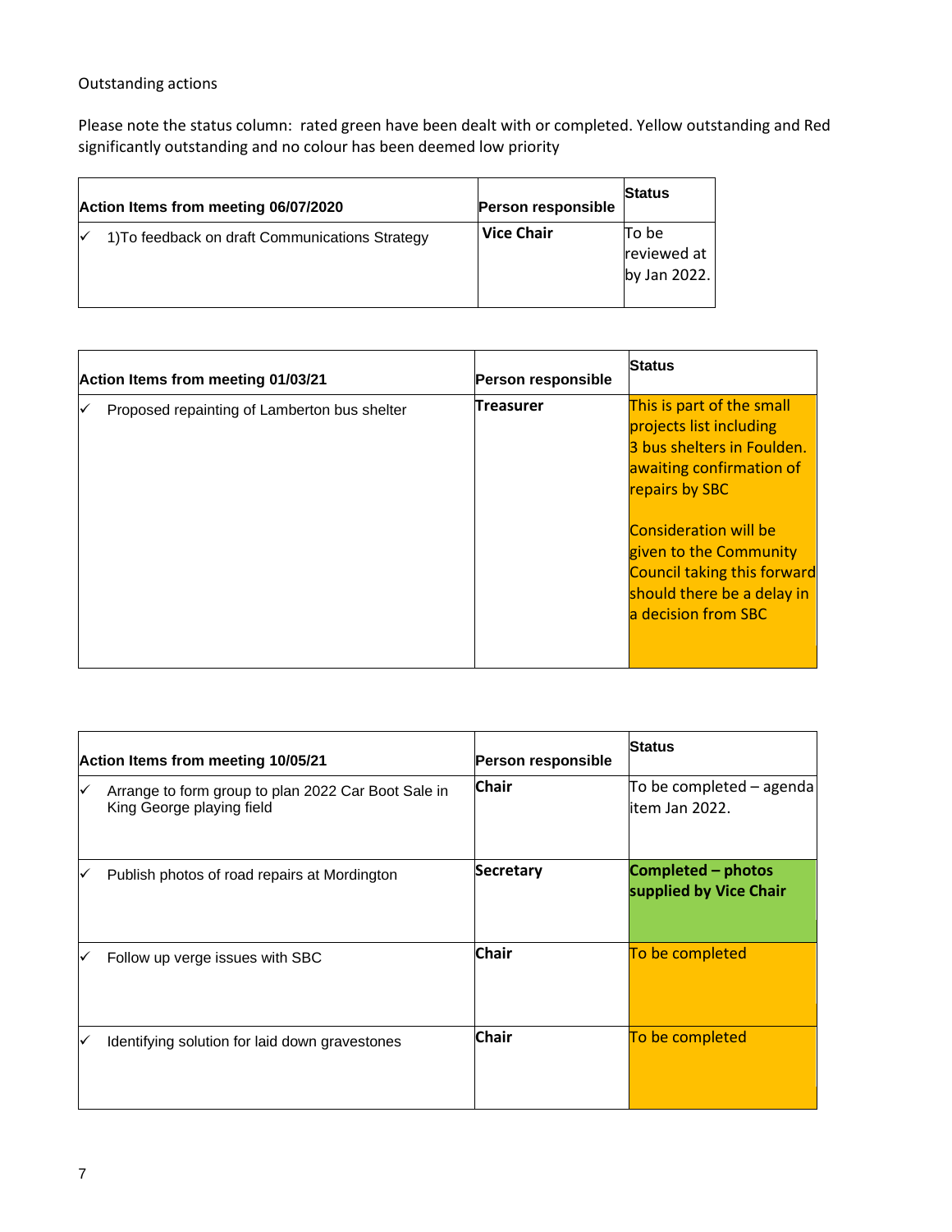Outstanding actions

Please note the status column: rated green have been dealt with or completed. Yellow outstanding and Red significantly outstanding and no colour has been deemed low priority

| Action Items from meeting 06/07/2020 | Person responsible | Status |
|---|---|---|
| ✓ 1)To feedback on draft Communications Strategy | **Vice Chair** | To be reviewed at by Jan 2022. |

| Action Items from meeting 01/03/21 | Person responsible | Status |
|---|---|---|
| ✓ Proposed repainting of Lamberton bus shelter | **Treasurer** | This is part of the small projects list including 3 bus shelters in Foulden. awaiting confirmation of repairs by SBC<br><br>Consideration will be given to the Community Council taking this forward should there be a delay in a decision from SBC |

| Action Items from meeting 10/05/21 | Person responsible | Status |
|---|---|---|
| ✓ Arrange to form group to plan 2022 Car Boot Sale in King George playing field | **Chair** | To be completed – agenda item Jan 2022. |
| ✓ Publish photos of road repairs at Mordington | **Secretary** | **Completed – photos supplied by Vice Chair** |
| ✓ Follow up verge issues with SBC | **Chair** | To be completed |
| ✓ Identifying solution for laid down gravestones | **Chair** | To be completed |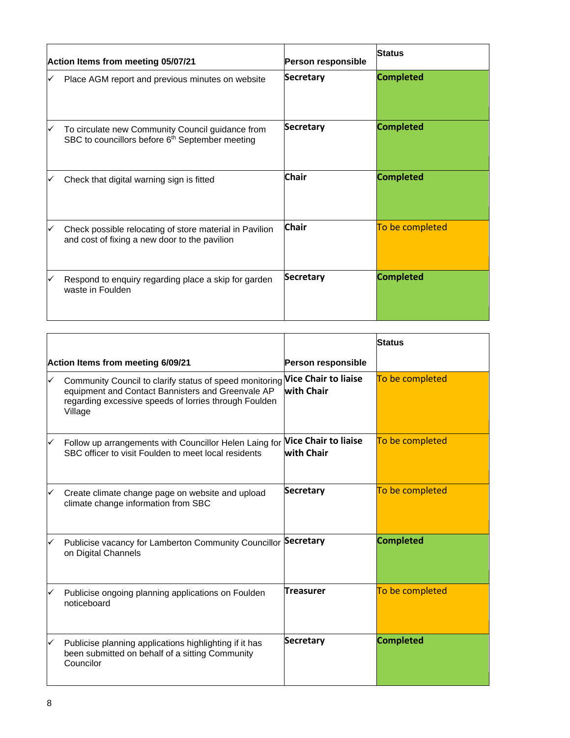| Action Items from meeting 05/07/21 | Person responsible | Status |
|---|---|---|
| ✓ Place AGM report and previous minutes on website | **Secretary** | **Completed** |
| ✓ To circulate new Community Council guidance from SBC to councillors before 6th September meeting | **Secretary** | **Completed** |
| ✓ Check that digital warning sign is fitted | **Chair** | **Completed** |
| ✓ Check possible relocating of store material in Pavilion and cost of fixing a new door to the pavilion | **Chair** | To be completed |
| ✓ Respond to enquiry regarding place a skip for garden waste in Foulden | **Secretary** | **Completed** |

| Action Items from meeting 6/09/21 | Person responsible | Status |
|---|---|---|
| ✓ Community Council to clarify status of speed monitoring equipment and Contact Bannisters and Greenvale AP regarding excessive speeds of lorries through Foulden Village | **Vice Chair to liaise with Chair** | To be completed |
| ✓ Follow up arrangements with Councillor Helen Laing for SBC officer to visit Foulden to meet local residents | **Vice Chair to liaise with Chair** | To be completed |
| ✓ Create climate change page on website and upload climate change information from SBC | **Secretary** | To be completed |
| ✓ Publicise vacancy for Lamberton Community Councillor on Digital Channels | **Secretary** | **Completed** |
| ✓ Publicise ongoing planning applications on Foulden noticeboard | **Treasurer** | To be completed |
| ✓ Publicise planning applications highlighting if it has been submitted on behalf of a sitting Community Councilor | **Secretary** | **Completed** |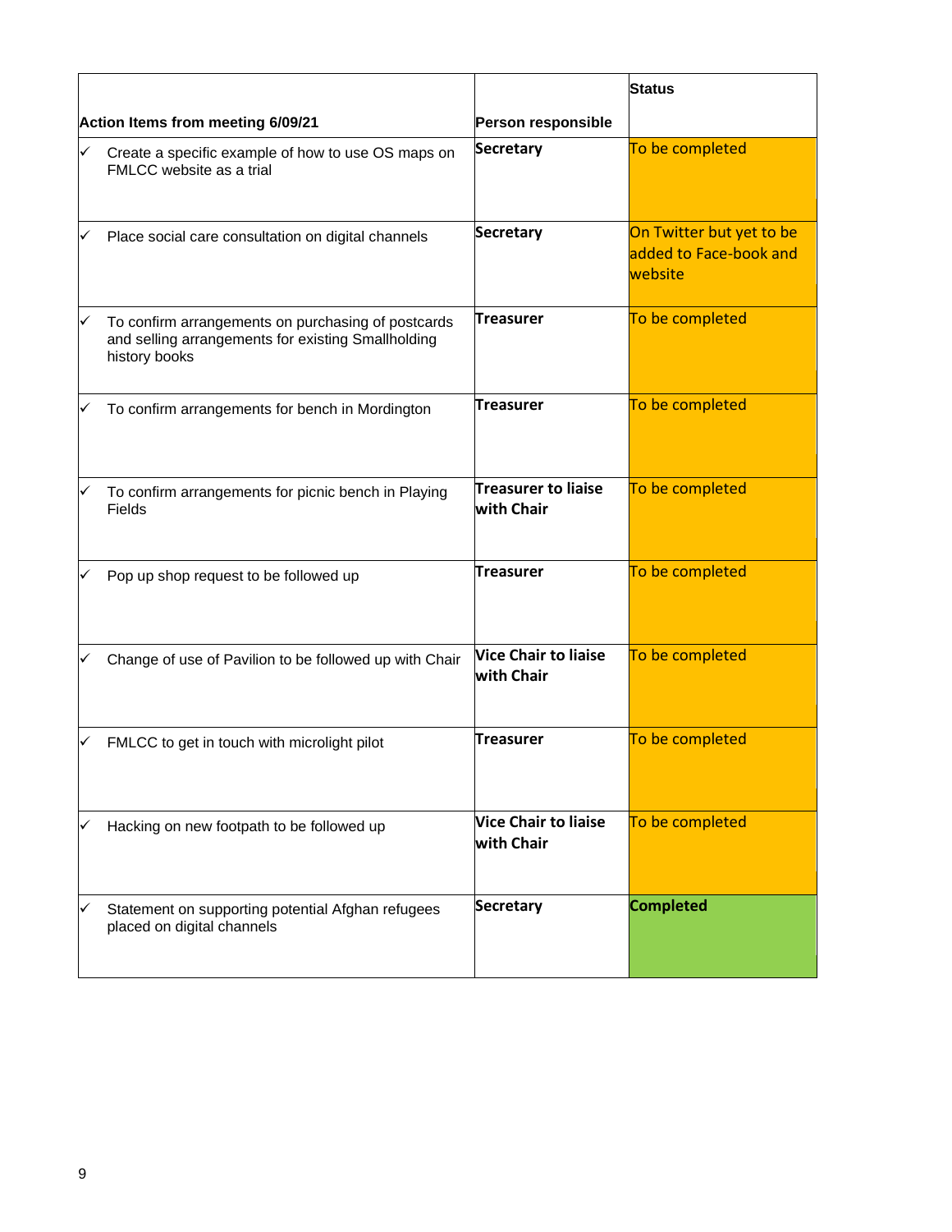| Action Items from meeting 6/09/21 | Person responsible | Status |
|---|---|---|
| ✓ Create a specific example of how to use OS maps on FMLCC website as a trial | **Secretary** | To be completed |
| ✓ Place social care consultation on digital channels | **Secretary** | On Twitter but yet to be added to Face-book and website |
| ✓ To confirm arrangements on purchasing of postcards and selling arrangements for existing Smallholding history books | **Treasurer** | To be completed |
| ✓ To confirm arrangements for bench in Mordington | **Treasurer** | To be completed |
| ✓ To confirm arrangements for picnic bench in Playing Fields | **Treasurer to liaise with Chair** | To be completed |
| ✓ Pop up shop request to be followed up | **Treasurer** | To be completed |
| ✓ Change of use of Pavilion to be followed up with Chair | **Vice Chair to liaise with Chair** | To be completed |
| ✓ FMLCC to get in touch with microlight pilot | **Treasurer** | To be completed |
| ✓ Hacking on new footpath to be followed up | **Vice Chair to liaise with Chair** | To be completed |
| ✓ Statement on supporting potential Afghan refugees placed on digital channels | **Secretary** | **Completed** |